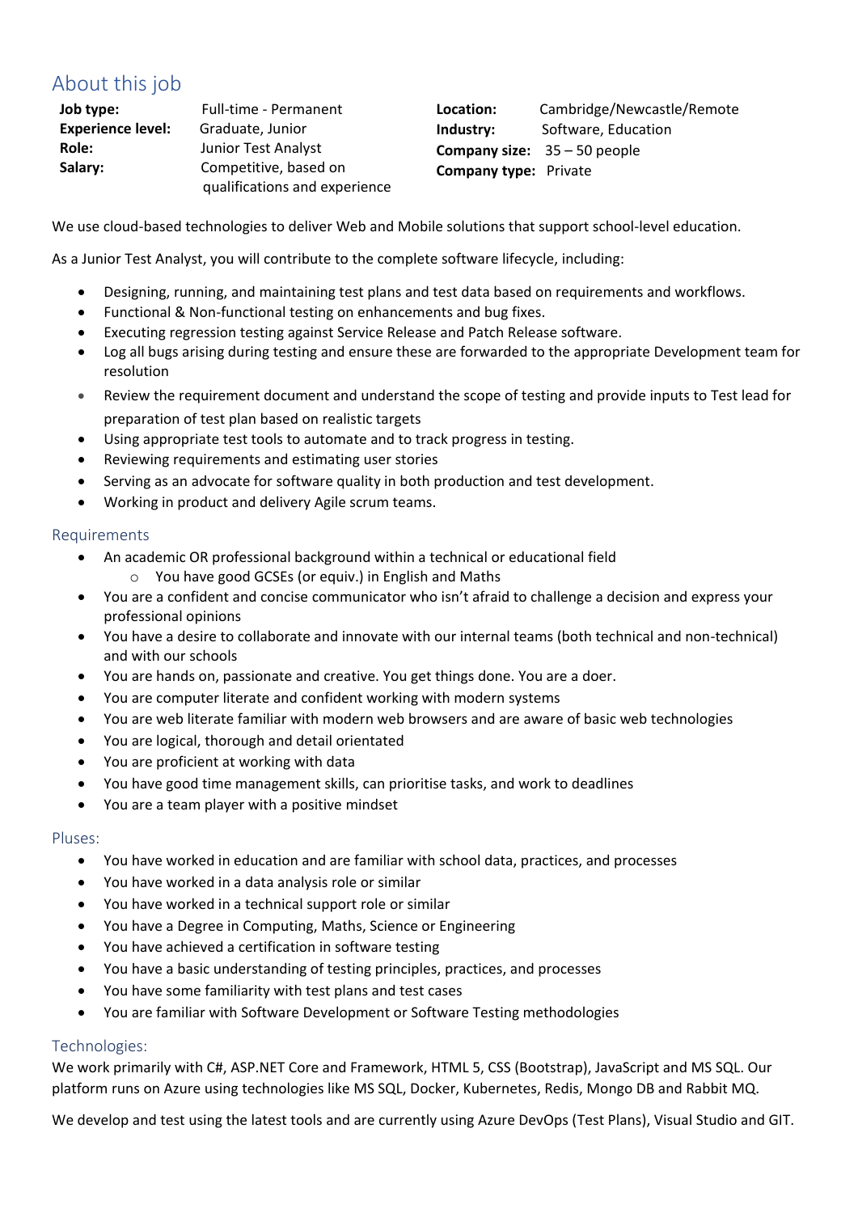# About this job

| | | | |
|---|---|---|---|
| **Job type:** | Full-time - Permanent | **Location:** | Cambridge/Newcastle/Remote |
| **Experience level:** | Graduate, Junior | **Industry:** | Software, Education |
| **Role:** | Junior Test Analyst | **Company size:** | 35 – 50 people |
| **Salary:** | Competitive, based on qualifications and experience | **Company type:** | Private |

We use cloud-based technologies to deliver Web and Mobile solutions that support school-level education.

As a Junior Test Analyst, you will contribute to the complete software lifecycle, including:

- Designing, running, and maintaining test plans and test data based on requirements and workflows.
- Functional & Non-functional testing on enhancements and bug fixes.
- Executing regression testing against Service Release and Patch Release software.
- Log all bugs arising during testing and ensure these are forwarded to the appropriate Development team for resolution
- Review the requirement document and understand the scope of testing and provide inputs to Test lead for preparation of test plan based on realistic targets
- Using appropriate test tools to automate and to track progress in testing.
- Reviewing requirements and estimating user stories
- Serving as an advocate for software quality in both production and test development.
- Working in product and delivery Agile scrum teams.

## Requirements

- An academic OR professional background within a technical or educational field
  - You have good GCSEs (or equiv.) in English and Maths
- You are a confident and concise communicator who isn't afraid to challenge a decision and express your professional opinions
- You have a desire to collaborate and innovate with our internal teams (both technical and non-technical) and with our schools
- You are hands on, passionate and creative. You get things done. You are a doer.
- You are computer literate and confident working with modern systems
- You are web literate familiar with modern web browsers and are aware of basic web technologies
- You are logical, thorough and detail orientated
- You are proficient at working with data
- You have good time management skills, can prioritise tasks, and work to deadlines
- You are a team player with a positive mindset

## Pluses:

- You have worked in education and are familiar with school data, practices, and processes
- You have worked in a data analysis role or similar
- You have worked in a technical support role or similar
- You have a Degree in Computing, Maths, Science or Engineering
- You have achieved a certification in software testing
- You have a basic understanding of testing principles, practices, and processes
- You have some familiarity with test plans and test cases
- You are familiar with Software Development or Software Testing methodologies

## Technologies:

We work primarily with C#, ASP.NET Core and Framework, HTML 5, CSS (Bootstrap), JavaScript and MS SQL. Our platform runs on Azure using technologies like MS SQL, Docker, Kubernetes, Redis, Mongo DB and Rabbit MQ.

We develop and test using the latest tools and are currently using Azure DevOps (Test Plans), Visual Studio and GIT.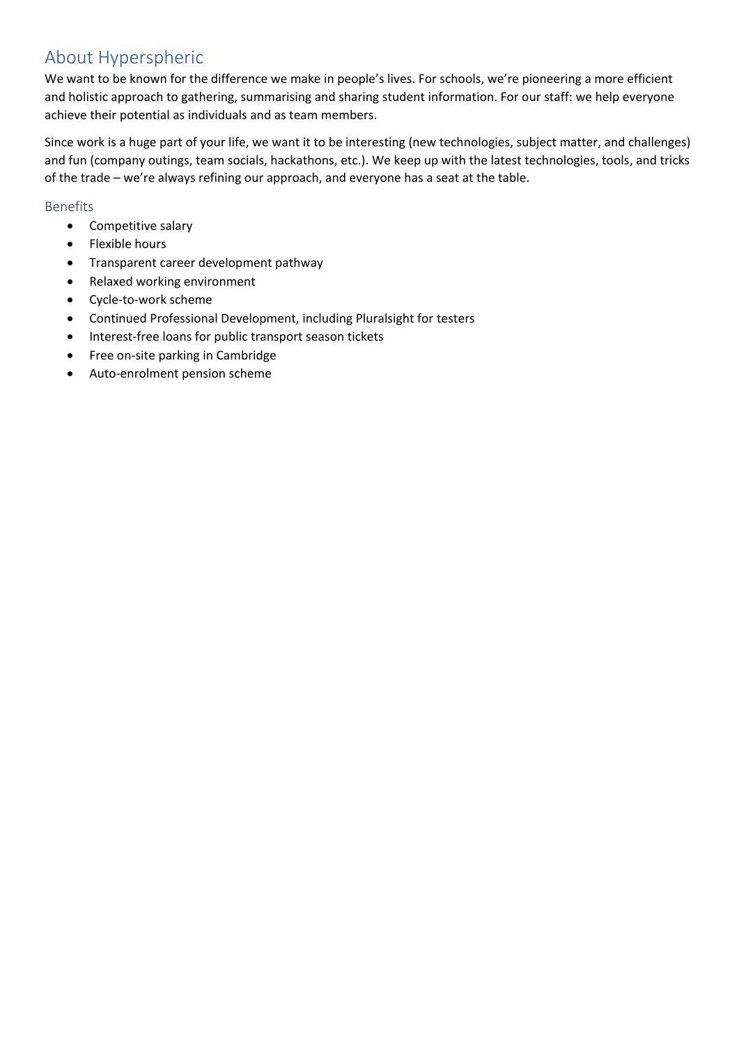## About Hyperspheric

We want to be known for the difference we make in people's lives. For schools, we're pioneering a more efficient and holistic approach to gathering, summarising and sharing student information. For our staff: we help everyone achieve their potential as individuals and as team members.

Since work is a huge part of your life, we want it to be interesting (new technologies, subject matter, and challenges) and fun (company outings, team socials, hackathons, etc.). We keep up with the latest technologies, tools, and tricks of the trade – we're always refining our approach, and everyone has a seat at the table.

### Benefits

- Competitive salary
- Flexible hours
- Transparent career development pathway
- Relaxed working environment
- Cycle-to-work scheme
- Continued Professional Development, including Pluralsight for testers
- Interest-free loans for public transport season tickets
- Free on-site parking in Cambridge
- Auto-enrolment pension scheme